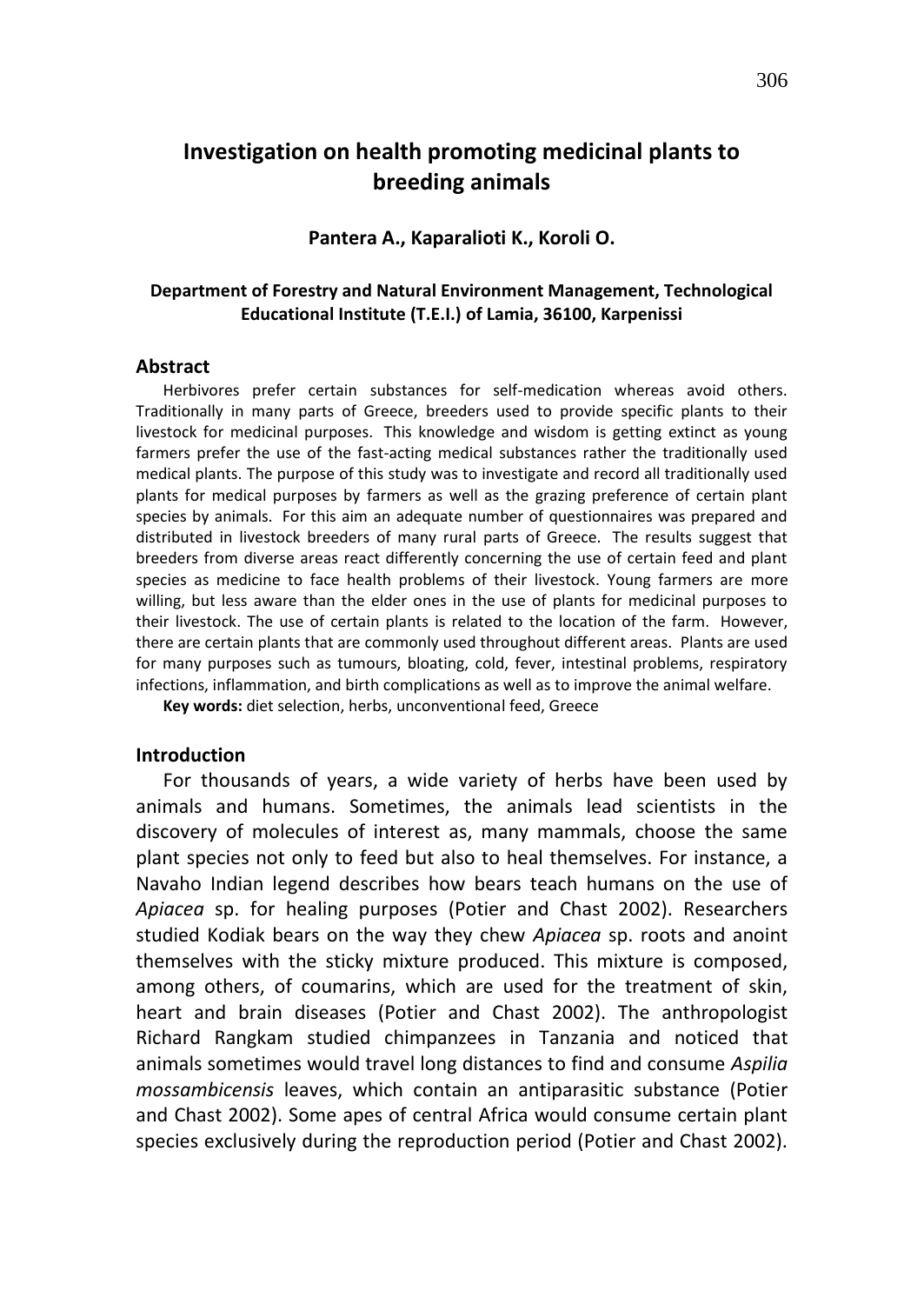# Investigation on health promoting medicinal plants to breeding animals

**Pantera A., Kaparalioti K., Koroli O.**

**Department of Forestry and Natural Environment Management, Technological Educational Institute (T.E.I.) of Lamia, 36100, Karpenissi**

## Abstract

Herbivores prefer certain substances for self-medication whereas avoid others. Traditionally in many parts of Greece, breeders used to provide specific plants to their livestock for medicinal purposes. This knowledge and wisdom is getting extinct as young farmers prefer the use of the fast-acting medical substances rather the traditionally used medical plants. The purpose of this study was to investigate and record all traditionally used plants for medical purposes by farmers as well as the grazing preference of certain plant species by animals. For this aim an adequate number of questionnaires was prepared and distributed in livestock breeders of many rural parts of Greece. The results suggest that breeders from diverse areas react differently concerning the use of certain feed and plant species as medicine to face health problems of their livestock. Young farmers are more willing, but less aware than the elder ones in the use of plants for medicinal purposes to their livestock. The use of certain plants is related to the location of the farm. However, there are certain plants that are commonly used throughout different areas. Plants are used for many purposes such as tumours, bloating, cold, fever, intestinal problems, respiratory infections, inflammation, and birth complications as well as to improve the animal welfare.

**Key words:** diet selection, herbs, unconventional feed, Greece

## Introduction

For thousands of years, a wide variety of herbs have been used by animals and humans. Sometimes, the animals lead scientists in the discovery of molecules of interest as, many mammals, choose the same plant species not only to feed but also to heal themselves. For instance, a Navaho Indian legend describes how bears teach humans on the use of *Apiacea* sp. for healing purposes (Potier and Chast 2002). Researchers studied Kodiak bears on the way they chew *Apiacea* sp. roots and anoint themselves with the sticky mixture produced. This mixture is composed, among others, of coumarins, which are used for the treatment of skin, heart and brain diseases (Potier and Chast 2002). The anthropologist Richard Rangkam studied chimpanzees in Tanzania and noticed that animals sometimes would travel long distances to find and consume *Aspilia mossambicensis* leaves, which contain an antiparasitic substance (Potier and Chast 2002). Some apes of central Africa would consume certain plant species exclusively during the reproduction period (Potier and Chast 2002).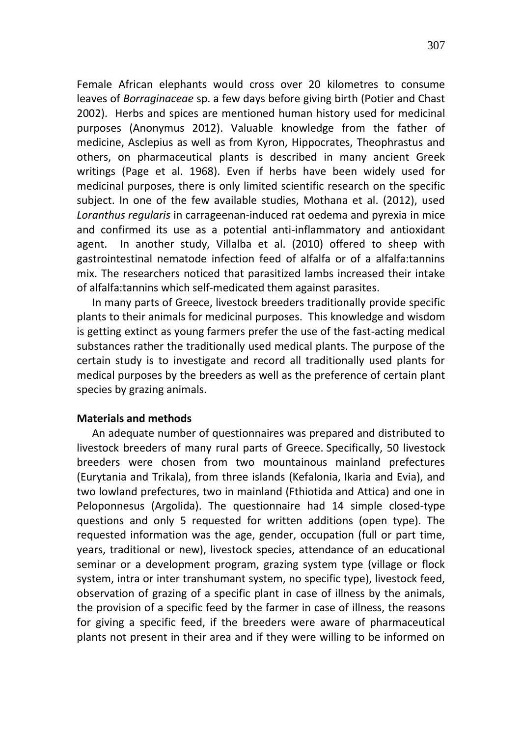Female African elephants would cross over 20 kilometres to consume leaves of *Borraginaceae* sp. a few days before giving birth (Potier and Chast 2002). Herbs and spices are mentioned human history used for medicinal purposes (Anonymus 2012). Valuable knowledge from the father of medicine, Asclepius as well as from Kyron, Hippocrates, Theophrastus and others, on pharmaceutical plants is described in many ancient Greek writings (Page et al. 1968). Even if herbs have been widely used for medicinal purposes, there is only limited scientific research on the specific subject. In one of the few available studies, Mothana et al. (2012), used *Loranthus regularis* in carrageenan-induced rat oedema and pyrexia in mice and confirmed its use as a potential anti-inflammatory and antioxidant agent. In another study, Villalba et al. (2010) offered to sheep with gastrointestinal nematode infection feed of alfalfa or of a alfalfa:tannins mix. The researchers noticed that parasitized lambs increased their intake of alfalfa:tannins which self-medicated them against parasites.

In many parts of Greece, livestock breeders traditionally provide specific plants to their animals for medicinal purposes. This knowledge and wisdom is getting extinct as young farmers prefer the use of the fast-acting medical substances rather the traditionally used medical plants. The purpose of the certain study is to investigate and record all traditionally used plants for medical purposes by the breeders as well as the preference of certain plant species by grazing animals.

**Materials and methods**

An adequate number of questionnaires was prepared and distributed to livestock breeders of many rural parts of Greece. Specifically, 50 livestock breeders were chosen from two mountainous mainland prefectures (Eurytania and Trikala), from three islands (Kefalonia, Ikaria and Evia), and two lowland prefectures, two in mainland (Fthiotida and Attica) and one in Peloponnesus (Argolida). The questionnaire had 14 simple closed-type questions and only 5 requested for written additions (open type). The requested information was the age, gender, occupation (full or part time, years, traditional or new), livestock species, attendance of an educational seminar or a development program, grazing system type (village or flock system, intra or inter transhumant system, no specific type), livestock feed, observation of grazing of a specific plant in case of illness by the animals, the provision of a specific feed by the farmer in case of illness, the reasons for giving a specific feed, if the breeders were aware of pharmaceutical plants not present in their area and if they were willing to be informed on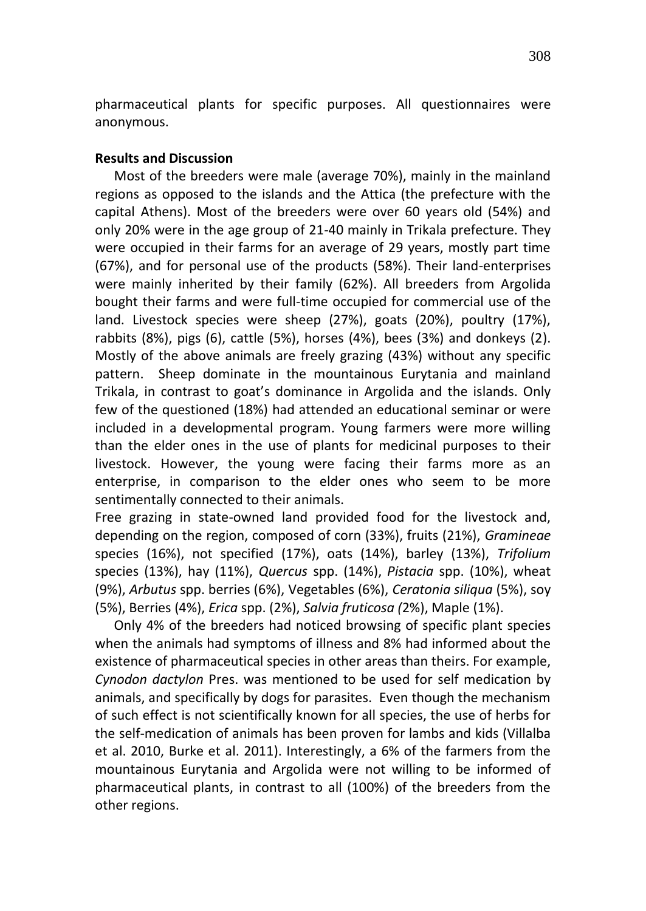pharmaceutical plants for specific purposes. All questionnaires were anonymous.

**Results and Discussion**

Most of the breeders were male (average 70%), mainly in the mainland regions as opposed to the islands and the Attica (the prefecture with the capital Athens). Most of the breeders were over 60 years old (54%) and only 20% were in the age group of 21-40 mainly in Trikala prefecture. They were occupied in their farms for an average of 29 years, mostly part time (67%), and for personal use of the products (58%). Their land-enterprises were mainly inherited by their family (62%). All breeders from Argolida bought their farms and were full-time occupied for commercial use of the land. Livestock species were sheep (27%), goats (20%), poultry (17%), rabbits (8%), pigs (6), cattle (5%), horses (4%), bees (3%) and donkeys (2). Mostly of the above animals are freely grazing (43%) without any specific pattern. Sheep dominate in the mountainous Eurytania and mainland Trikala, in contrast to goat's dominance in Argolida and the islands. Only few of the questioned (18%) had attended an educational seminar or were included in a developmental program. Young farmers were more willing than the elder ones in the use of plants for medicinal purposes to their livestock. However, the young were facing their farms more as an enterprise, in comparison to the elder ones who seem to be more sentimentally connected to their animals.

Free grazing in state-owned land provided food for the livestock and, depending on the region, composed of corn (33%), fruits (21%), *Gramineae* species (16%), not specified (17%), oats (14%), barley (13%), *Trifolium* species (13%), hay (11%), *Quercus* spp. (14%), *Pistacia* spp. (10%), wheat (9%), *Arbutus* spp. berries (6%), Vegetables (6%), *Ceratonia siliqua* (5%), soy (5%), Berries (4%), *Erica* spp. (2%), *Salvia fruticosa (*2%), Maple (1%).

Only 4% of the breeders had noticed browsing of specific plant species when the animals had symptoms of illness and 8% had informed about the existence of pharmaceutical species in other areas than theirs. For example, *Cynodon dactylon* Pres. was mentioned to be used for self medication by animals, and specifically by dogs for parasites. Even though the mechanism of such effect is not scientifically known for all species, the use of herbs for the self-medication of animals has been proven for lambs and kids (Villalba et al. 2010, Burke et al. 2011). Interestingly, a 6% of the farmers from the mountainous Eurytania and Argolida were not willing to be informed of pharmaceutical plants, in contrast to all (100%) of the breeders from the other regions.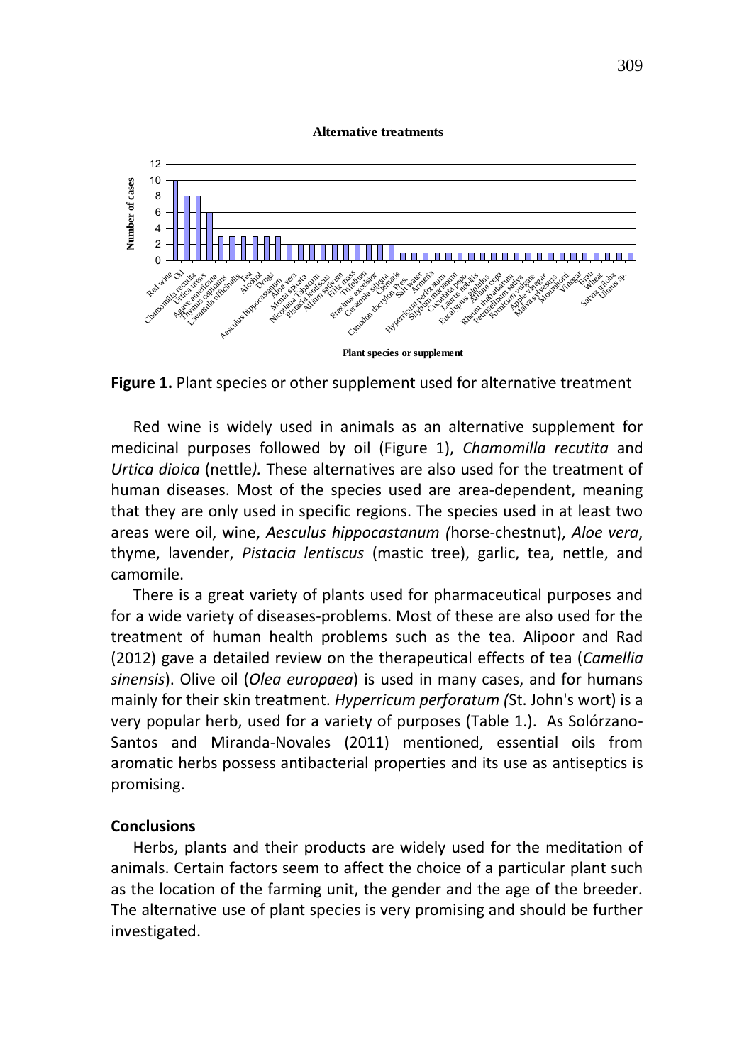**Figure 1.** Plant species or other supplement used for alternative treatment

Red wine is widely used in animals as an alternative supplement for medicinal purposes followed by oil (Figure 1), *Chamomilla recutita* and *Urtica dioica* (nettle*).* These alternatives are also used for the treatment of human diseases. Most of the species used are area-dependent, meaning that they are only used in specific regions. The species used in at least two areas were oil, wine, *Aesculus hippocastanum (*horse-chestnut), *Aloe vera*, thyme, lavender, *Pistacia lentiscus* (mastic tree), garlic, tea, nettle, and camomile.

There is a great variety of plants used for pharmaceutical purposes and for a wide variety of diseases-problems. Most of these are also used for the treatment of human health problems such as the tea. Alipoor and Rad (2012) gave a detailed review on the therapeutical effects of tea (*Camellia sinensis*). Olive oil (*Olea europaea*) is used in many cases, and for humans mainly for their skin treatment. *Hyperricum perforatum (*St. John's wort) is a very popular herb, used for a variety of purposes (Table 1.). As Solórzano-Santos and Miranda-Novales (2011) mentioned, essential oils from aromatic herbs possess antibacterial properties and its use as antiseptics is promising.

## Conclusions

Herbs, plants and their products are widely used for the meditation of animals. Certain factors seem to affect the choice of a particular plant such as the location of the farming unit, the gender and the age of the breeder. The alternative use of plant species is very promising and should be further investigated.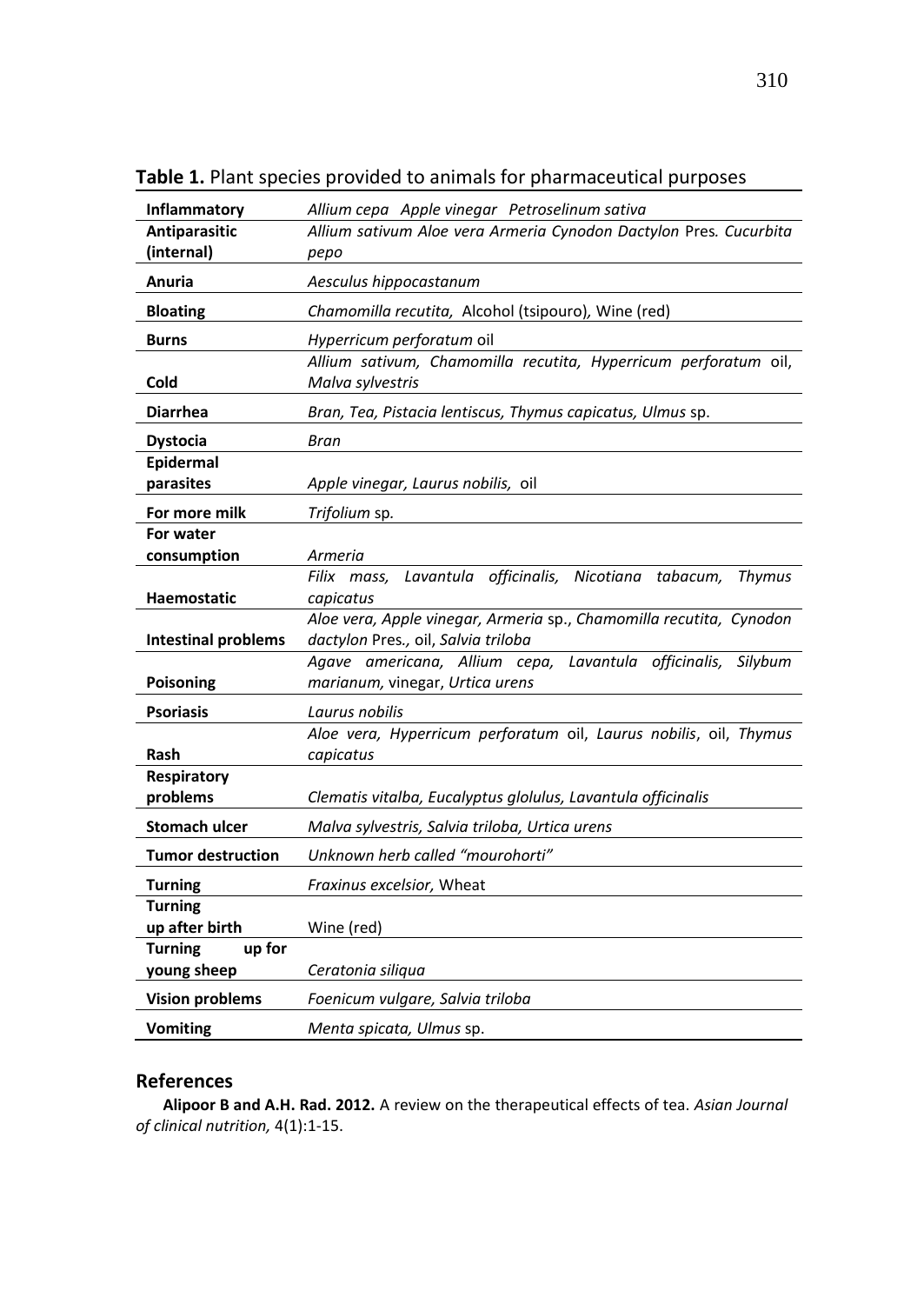**Table 1.** Plant species provided to animals for pharmaceutical purposes

| | |
|---|---|
| **Inflammatory** | *Allium cepa Apple vinegar Petroselinum sativa* |
| **Antiparasitic (internal)** | *Allium sativum Aloe vera Armeria Cynodon Dactylon* Pres*. Cucurbita pepo* |
| **Anuria** | *Aesculus hippocastanum* |
| **Bloating** | *Chamomilla recutita,* Alcohol (tsipouro), Wine (red) |
| **Burns** | *Hyperricum perforatum* oil |
| **Cold** | *Allium sativum, Chamomilla recutita, Hyperricum perforatum* oil, *Malva sylvestris* |
| **Diarrhea** | *Bran, Tea, Pistacia lentiscus, Thymus capicatus, Ulmus* sp. |
| **Dystocia** | *Bran* |
| **Epidermal parasites** | *Apple vinegar, Laurus nobilis,* oil |
| **For more milk** | *Trifolium* sp*.* |
| **For water consumption** | *Armeria* |
| **Haemostatic** | *Filix mass, Lavantula officinalis, Nicotiana tabacum, Thymus capicatus* |
| **Intestinal problems** | *Aloe vera, Apple vinegar, Armeria* sp., *Chamomilla recutita, Cynodon dactylon* Pres., oil, *Salvia triloba* |
| **Poisoning** | *Agave americana, Allium cepa, Lavantula officinalis, Silybum marianum,* vinegar, *Urtica urens* |
| **Psoriasis** | *Laurus nobilis* |
| **Rash** | *Aloe vera, Hyperricum perforatum* oil, *Laurus nobilis*, oil, *Thymus capicatus* |
| **Respiratory problems** | *Clematis vitalba, Eucalyptus glolulus, Lavantula officinalis* |
| **Stomach ulcer** | *Malva sylvestris, Salvia triloba, Urtica urens* |
| **Tumor destruction** | *Unknown herb called "mourohorti"* |
| **Turning** | *Fraxinus excelsior,* Wheat |
| **Turning up after birth** | Wine (red) |
| **Turning up for young sheep** | *Ceratonia siliqua* |
| **Vision problems** | *Foenicum vulgare, Salvia triloba* |
| **Vomiting** | *Menta spicata, Ulmus* sp. |

## References

**Alipoor B and A.H. Rad. 2012.** A review on the therapeutical effects of tea. *Asian Journal of clinical nutrition,* 4(1):1-15.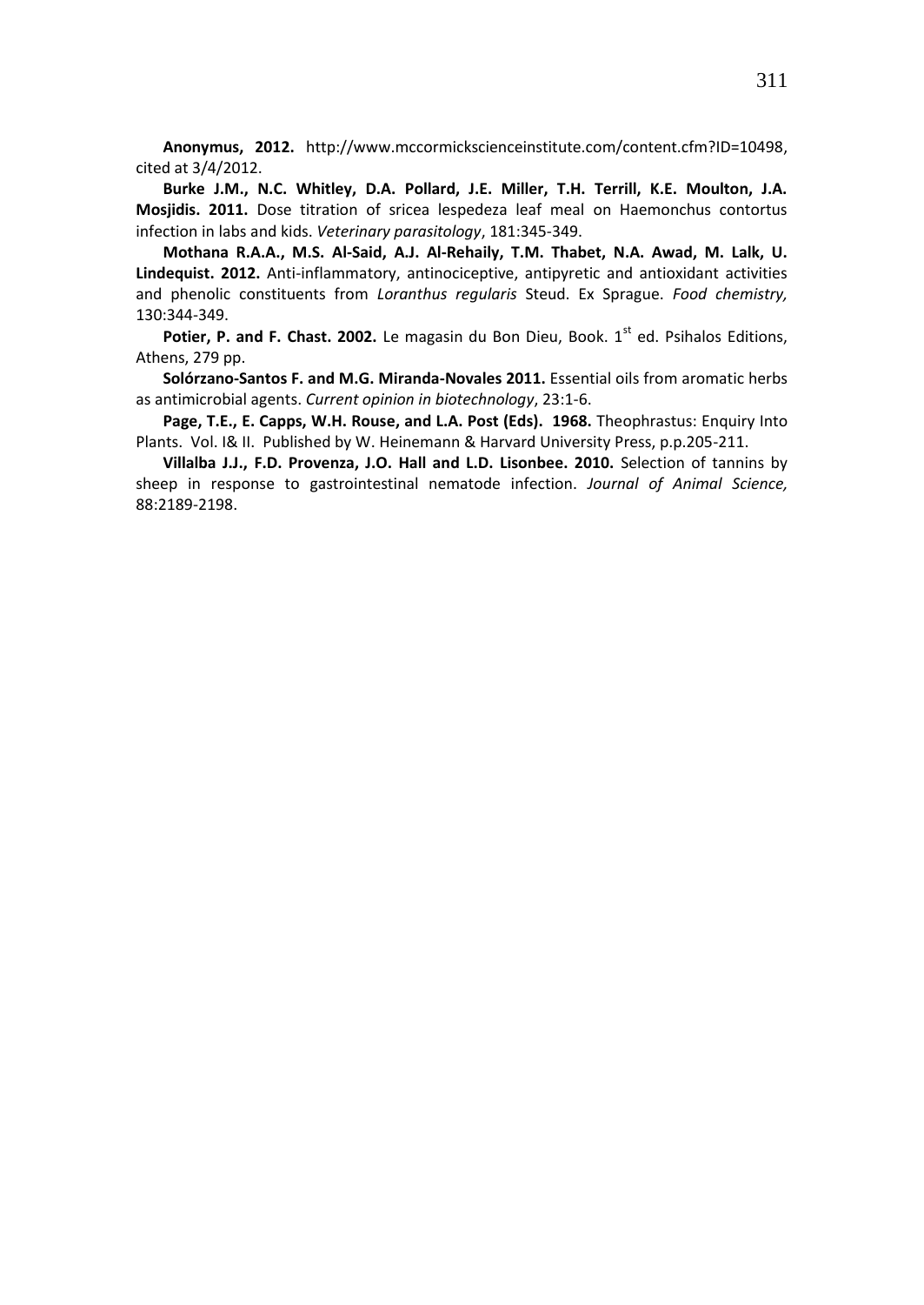**Anonymus, 2012.** http://www.mccormickscienceinstitute.com/content.cfm?ID=10498, cited at 3/4/2012.

**Burke J.M., N.C. Whitley, D.A. Pollard, J.E. Miller, T.H. Terrill, K.E. Moulton, J.A. Mosjidis. 2011.** Dose titration of sricea lespedeza leaf meal on Haemonchus contortus infection in labs and kids. *Veterinary parasitology*, 181:345-349.

**Mothana R.A.A., M.S. Al-Said, A.J. Al-Rehaily, T.M. Thabet, N.A. Awad, M. Lalk, U. Lindequist. 2012.** Anti-inflammatory, antinociceptive, antipyretic and antioxidant activities and phenolic constituents from *Loranthus regularis* Steud. Ex Sprague. *Food chemistry,* 130:344-349.

**Potier, P. and F. Chast. 2002.** Le magasin du Bon Dieu, Book. 1st ed. Psihalos Editions, Athens, 279 pp.

**Solórzano-Santos F. and M.G. Miranda-Novales 2011.** Essential oils from aromatic herbs as antimicrobial agents. *Current opinion in biotechnology*, 23:1-6.

**Page, T.E., E. Capps, W.H. Rouse, and L.A. Post (Eds). 1968.** Theophrastus: Enquiry Into Plants. Vol. I& II. Published by W. Heinemann & Harvard University Press, p.p.205-211.

**Villalba J.J., F.D. Provenza, J.O. Hall and L.D. Lisonbee. 2010.** Selection of tannins by sheep in response to gastrointestinal nematode infection. *Journal of Animal Science,* 88:2189-2198.